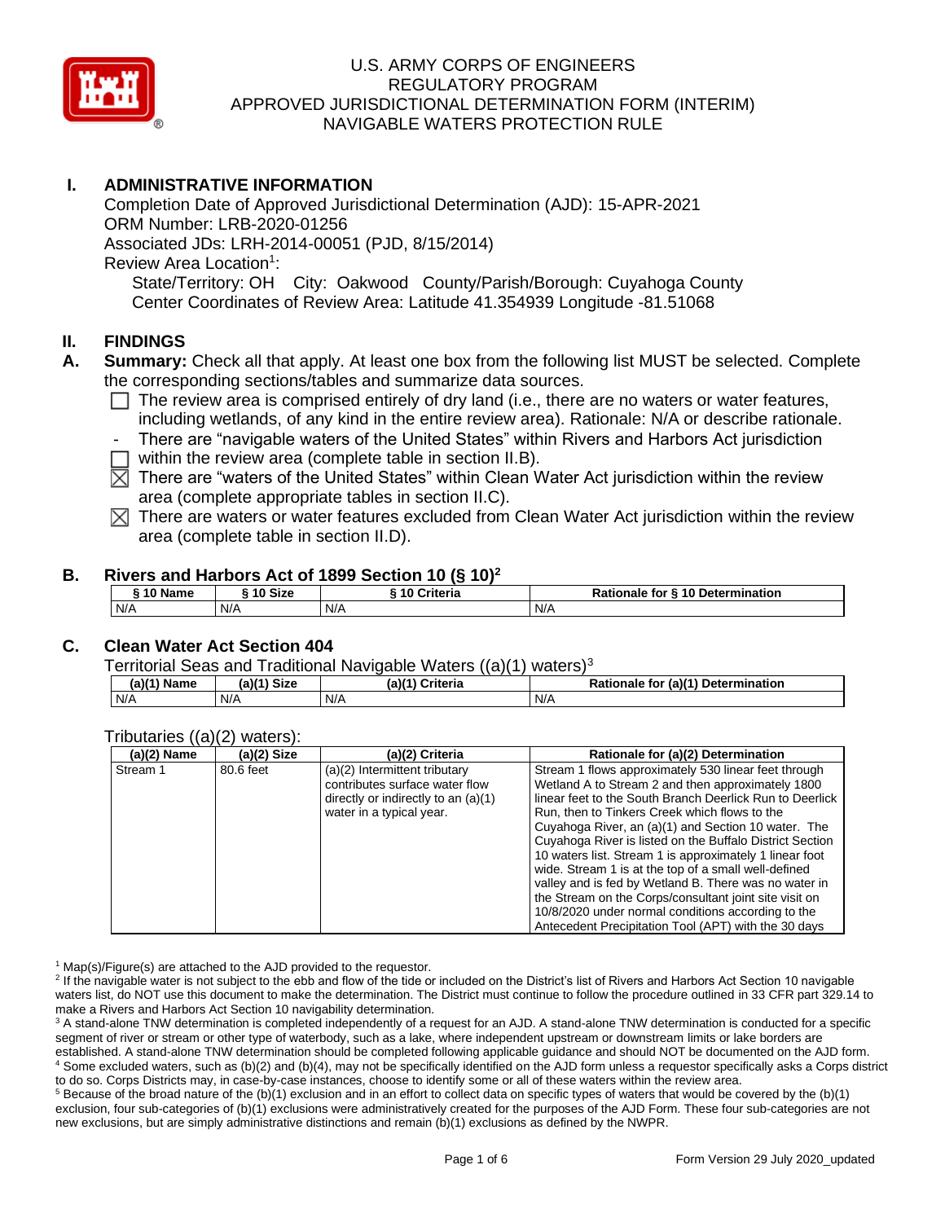# U.S. ARMY CORPS OF ENGINEERS
# REGULATORY PROGRAM
# APPROVED JURISDICTIONAL DETERMINATION FORM (INTERIM)
# NAVIGABLE WATERS PROTECTION RULE

## I. ADMINISTRATIVE INFORMATION

Completion Date of Approved Jurisdictional Determination (AJD): 15-APR-2021
ORM Number: LRB-2020-01256
Associated JDs: LRH-2014-00051 (PJD, 8/15/2014)
Review Area Location[1]:
State/Territory: OH City: Oakwood County/Parish/Borough: Cuyahoga County
Center Coordinates of Review Area: Latitude 41.354939 Longitude -81.51068

## II. FINDINGS

**A. Summary:** Check all that apply. At least one box from the following list MUST be selected. Complete the corresponding sections/tables and summarize data sources.

- ☐ The review area is comprised entirely of dry land (i.e., there are no waters or water features, including wetlands, of any kind in the entire review area). Rationale: N/A or describe rationale.
- ☐ There are "navigable waters of the United States" within Rivers and Harbors Act jurisdiction within the review area (complete table in section II.B).
- ☒ There are "waters of the United States" within Clean Water Act jurisdiction within the review area (complete appropriate tables in section II.C).
- ☒ There are waters or water features excluded from Clean Water Act jurisdiction within the review area (complete table in section II.D).

**B. Rivers and Harbors Act of 1899 Section 10 (§ 10)[2]**

| § 10 Name | § 10 Size | § 10 Criteria | Rationale for § 10 Determination |
|---|---|---|---|
| N/A | N/A | N/A | N/A |

**C. Clean Water Act Section 404**

Territorial Seas and Traditional Navigable Waters ((a)(1) waters)[3]

| (a)(1) Name | (a)(1) Size | (a)(1) Criteria | Rationale for (a)(1) Determination |
|---|---|---|---|
| N/A | N/A | N/A | N/A |

Tributaries ((a)(2) waters):

| (a)(2) Name | (a)(2) Size | (a)(2) Criteria | Rationale for (a)(2) Determination |
|---|---|---|---|
| Stream 1 | 80.6 feet | (a)(2) Intermittent tributary contributes surface water flow directly or indirectly to an (a)(1) water in a typical year. | Stream 1 flows approximately 530 linear feet through Wetland A to Stream 2 and then approximately 1800 linear feet to the South Branch Deerlick Run to Deerlick Run, then to Tinkers Creek which flows to the Cuyahoga River, an (a)(1) and Section 10 water. The Cuyahoga River is listed on the Buffalo District Section 10 waters list. Stream 1 is approximately 1 linear foot wide. Stream 1 is at the top of a small well-defined valley and is fed by Wetland B. There was no water in the Stream on the Corps/consultant joint site visit on 10/8/2020 under normal conditions according to the Antecedent Precipitation Tool (APT) with the 30 days |

[1] Map(s)/Figure(s) are attached to the AJD provided to the requestor.
[2] If the navigable water is not subject to the ebb and flow of the tide or included on the District's list of Rivers and Harbors Act Section 10 navigable waters list, do NOT use this document to make the determination. The District must continue to follow the procedure outlined in 33 CFR part 329.14 to make a Rivers and Harbors Act Section 10 navigability determination.
[3] A stand-alone TNW determination is completed independently of a request for an AJD. A stand-alone TNW determination is conducted for a specific segment of river or stream or other type of waterbody, such as a lake, where independent upstream or downstream limits or lake borders are established. A stand-alone TNW determination should be completed following applicable guidance and should NOT be documented on the AJD form.
[4] Some excluded waters, such as (b)(2) and (b)(4), may not be specifically identified on the AJD form unless a requestor specifically asks a Corps district to do so. Corps Districts may, in case-by-case instances, choose to identify some or all of these waters within the review area.
[5] Because of the broad nature of the (b)(1) exclusion and in an effort to collect data on specific types of waters that would be covered by the (b)(1) exclusion, four sub-categories of (b)(1) exclusions were administratively created for the purposes of the AJD Form. These four sub-categories are not new exclusions, but are simply administrative distinctions and remain (b)(1) exclusions as defined by the NWPR.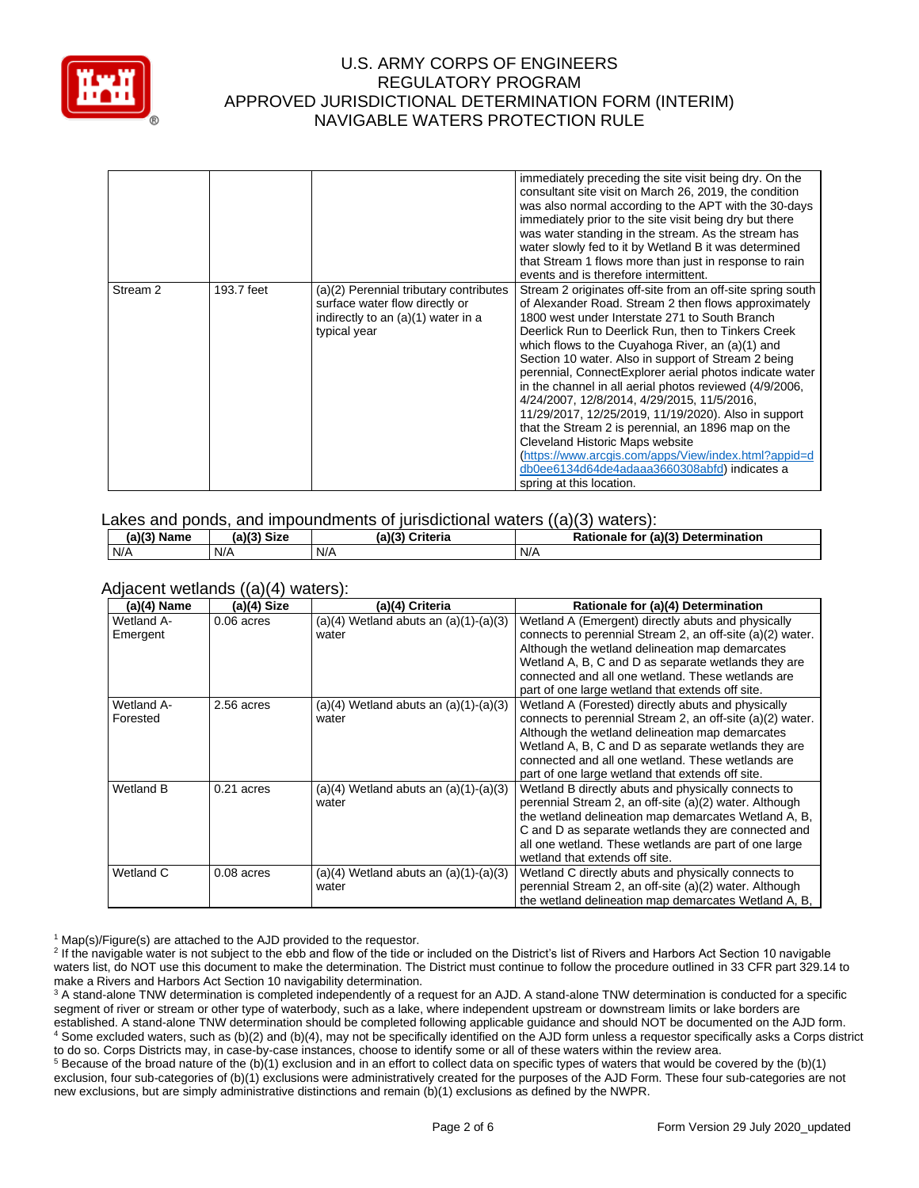| | | | |
|---|---|---|---|
| | | | immediately preceding the site visit being dry. On the consultant site visit on March 26, 2019, the condition was also normal according to the APT with the 30-days immediately prior to the site visit being dry but there was water standing in the stream. As the stream has water slowly fed to it by Wetland B it was determined that Stream 1 flows more than just in response to rain events and is therefore intermittent. |
| Stream 2 | 193.7 feet | (a)(2) Perennial tributary contributes surface water flow directly or indirectly to an (a)(1) water in a typical year | Stream 2 originates off-site from an off-site spring south of Alexander Road. Stream 2 then flows approximately 1800 west under Interstate 271 to South Branch Deerlick Run to Deerlick Run, then to Tinkers Creek which flows to the Cuyahoga River, an (a)(1) and Section 10 water. Also in support of Stream 2 being perennial, ConnectExplorer aerial photos indicate water in the channel in all aerial photos reviewed (4/9/2006, 4/24/2007, 12/8/2014, 4/29/2015, 11/5/2016, 11/29/2017, 12/25/2019, 11/19/2020). Also in support that the Stream 2 is perennial, an 1896 map on the Cleveland Historic Maps website (https://www.arcgis.com/apps/View/index.html?appid=ddb0ee6134d64de4adaaa3660308abfd) indicates a spring at this location. |

Lakes and ponds, and impoundments of jurisdictional waters ((a)(3) waters):

| (a)(3) Name | (a)(3) Size | (a)(3) Criteria | Rationale for (a)(3) Determination |
|---|---|---|---|
| N/A | N/A | N/A | N/A |

Adjacent wetlands ((a)(4) waters):

| (a)(4) Name | (a)(4) Size | (a)(4) Criteria | Rationale for (a)(4) Determination |
|---|---|---|---|
| Wetland A-Emergent | 0.06 acres | (a)(4) Wetland abuts an (a)(1)-(a)(3) water | Wetland A (Emergent) directly abuts and physically connects to perennial Stream 2, an off-site (a)(2) water. Although the wetland delineation map demarcates Wetland A, B, C and D as separate wetlands they are connected and all one wetland. These wetlands are part of one large wetland that extends off site. |
| Wetland A-Forested | 2.56 acres | (a)(4) Wetland abuts an (a)(1)-(a)(3) water | Wetland A (Forested) directly abuts and physically connects to perennial Stream 2, an off-site (a)(2) water. Although the wetland delineation map demarcates Wetland A, B, C and D as separate wetlands they are connected and all one wetland. These wetlands are part of one large wetland that extends off site. |
| Wetland B | 0.21 acres | (a)(4) Wetland abuts an (a)(1)-(a)(3) water | Wetland B directly abuts and physically connects to perennial Stream 2, an off-site (a)(2) water. Although the wetland delineation map demarcates Wetland A, B, C and D as separate wetlands they are connected and all one wetland. These wetlands are part of one large wetland that extends off site. |
| Wetland C | 0.08 acres | (a)(4) Wetland abuts an (a)(1)-(a)(3) water | Wetland C directly abuts and physically connects to perennial Stream 2, an off-site (a)(2) water. Although the wetland delineation map demarcates Wetland A, B, |

[1] Map(s)/Figure(s) are attached to the AJD provided to the requestor.

[2] If the navigable water is not subject to the ebb and flow of the tide or included on the District's list of Rivers and Harbors Act Section 10 navigable waters list, do NOT use this document to make the determination. The District must continue to follow the procedure outlined in 33 CFR part 329.14 to make a Rivers and Harbors Act Section 10 navigability determination.

[3] A stand-alone TNW determination is completed independently of a request for an AJD. A stand-alone TNW determination is conducted for a specific segment of river or stream or other type of waterbody, such as a lake, where independent upstream or downstream limits or lake borders are established. A stand-alone TNW determination should be completed following applicable guidance and should NOT be documented on the AJD form.

[4] Some excluded waters, such as (b)(2) and (b)(4), may not be specifically identified on the AJD form unless a requestor specifically asks a Corps district to do so. Corps Districts may, in case-by-case instances, choose to identify some or all of these waters within the review area.

[5] Because of the broad nature of the (b)(1) exclusion and in an effort to collect data on specific types of waters that would be covered by the (b)(1) exclusion, four sub-categories of (b)(1) exclusions were administratively created for the purposes of the AJD Form. These four sub-categories are not new exclusions, but are simply administrative distinctions and remain (b)(1) exclusions as defined by the NWPR.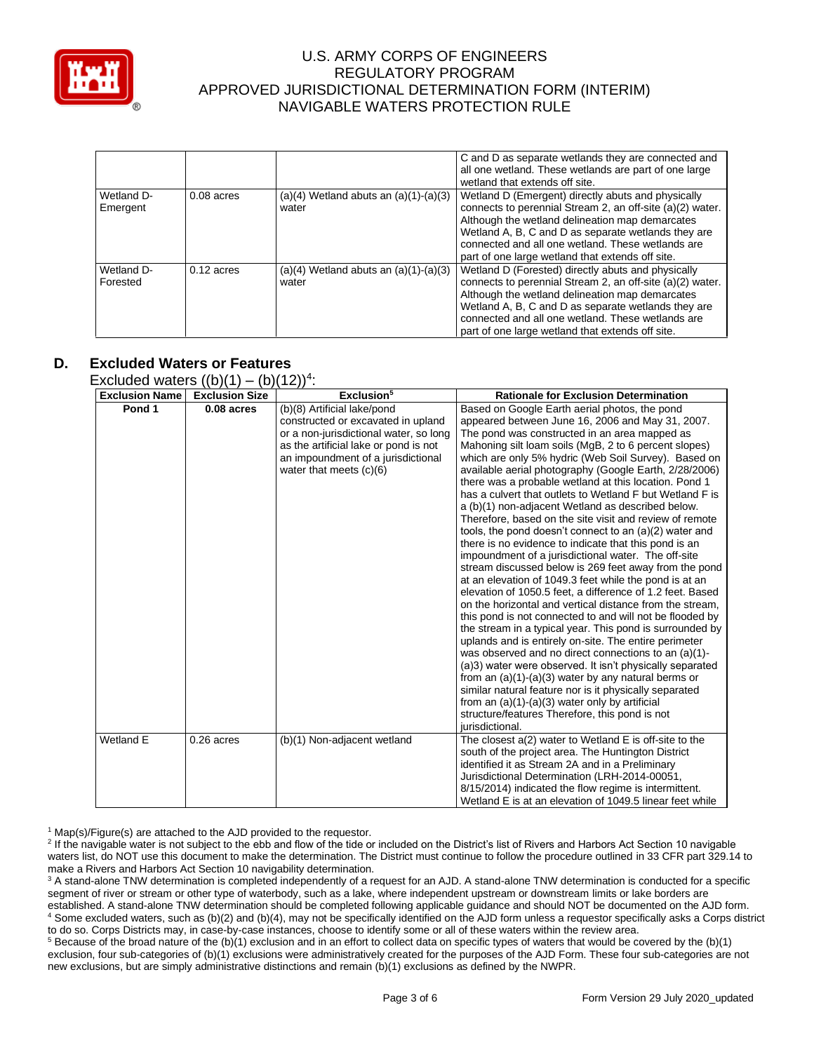| | | | |
|---|---|---|---|
| | | | C and D as separate wetlands they are connected and all one wetland. These wetlands are part of one large wetland that extends off site. |
| Wetland D-Emergent | 0.08 acres | (a)(4) Wetland abuts an (a)(1)-(a)(3) water | Wetland D (Emergent) directly abuts and physically connects to perennial Stream 2, an off-site (a)(2) water. Although the wetland delineation map demarcates Wetland A, B, C and D as separate wetlands they are connected and all one wetland. These wetlands are part of one large wetland that extends off site. |
| Wetland D-Forested | 0.12 acres | (a)(4) Wetland abuts an (a)(1)-(a)(3) water | Wetland D (Forested) directly abuts and physically connects to perennial Stream 2, an off-site (a)(2) water. Although the wetland delineation map demarcates Wetland A, B, C and D as separate wetlands they are connected and all one wetland. These wetlands are part of one large wetland that extends off site. |

## D. Excluded Waters or Features

Excluded waters ((b)(1) – (b)(12))[4]:

| Exclusion Name | Exclusion Size | Exclusion[5] | Rationale for Exclusion Determination |
|---|---|---|---|
| **Pond 1** | **0.08 acres** | (b)(8) Artificial lake/pond constructed or excavated in upland or a non-jurisdictional water, so long as the artificial lake or pond is not an impoundment of a jurisdictional water that meets (c)(6) | Based on Google Earth aerial photos, the pond appeared between June 16, 2006 and May 31, 2007. The pond was constructed in an area mapped as Mahoning silt loam soils (MgB, 2 to 6 percent slopes) which are only 5% hydric (Web Soil Survey). Based on available aerial photography (Google Earth, 2/28/2006) there was a probable wetland at this location. Pond 1 has a culvert that outlets to Wetland F but Wetland F is a (b)(1) non-adjacent Wetland as described below. Therefore, based on the site visit and review of remote tools, the pond doesn't connect to an (a)(2) water and there is no evidence to indicate that this pond is an impoundment of a jurisdictional water. The off-site stream discussed below is 269 feet away from the pond at an elevation of 1049.3 feet while the pond is at an elevation of 1050.5 feet, a difference of 1.2 feet. Based on the horizontal and vertical distance from the stream, this pond is not connected to and will not be flooded by the stream in a typical year. This pond is surrounded by uplands and is entirely on-site. The entire perimeter was observed and no direct connections to an (a)(1)-(a)3) water were observed. It isn't physically separated from an (a)(1)-(a)(3) water by any natural berms or similar natural feature nor is it physically separated from an (a)(1)-(a)(3) water only by artificial structure/features Therefore, this pond is not jurisdictional. |
| Wetland E | 0.26 acres | (b)(1) Non-adjacent wetland | The closest a(2) water to Wetland E is off-site to the south of the project area. The Huntington District identified it as Stream 2A and in a Preliminary Jurisdictional Determination (LRH-2014-00051, 8/15/2014) indicated the flow regime is intermittent. Wetland E is at an elevation of 1049.5 linear feet while |

[1] Map(s)/Figure(s) are attached to the AJD provided to the requestor.
[2] If the navigable water is not subject to the ebb and flow of the tide or included on the District's list of Rivers and Harbors Act Section 10 navigable waters list, do NOT use this document to make the determination. The District must continue to follow the procedure outlined in 33 CFR part 329.14 to make a Rivers and Harbors Act Section 10 navigability determination.
[3] A stand-alone TNW determination is completed independently of a request for an AJD. A stand-alone TNW determination is conducted for a specific segment of river or stream or other type of waterbody, such as a lake, where independent upstream or downstream limits or lake borders are established. A stand-alone TNW determination should be completed following applicable guidance and should NOT be documented on the AJD form.
[4] Some excluded waters, such as (b)(2) and (b)(4), may not be specifically identified on the AJD form unless a requestor specifically asks a Corps district to do so. Corps Districts may, in case-by-case instances, choose to identify some or all of these waters within the review area.
[5] Because of the broad nature of the (b)(1) exclusion and in an effort to collect data on specific types of waters that would be covered by the (b)(1) exclusion, four sub-categories of (b)(1) exclusions were administratively created for the purposes of the AJD Form. These four sub-categories are not new exclusions, but are simply administrative distinctions and remain (b)(1) exclusions as defined by the NWPR.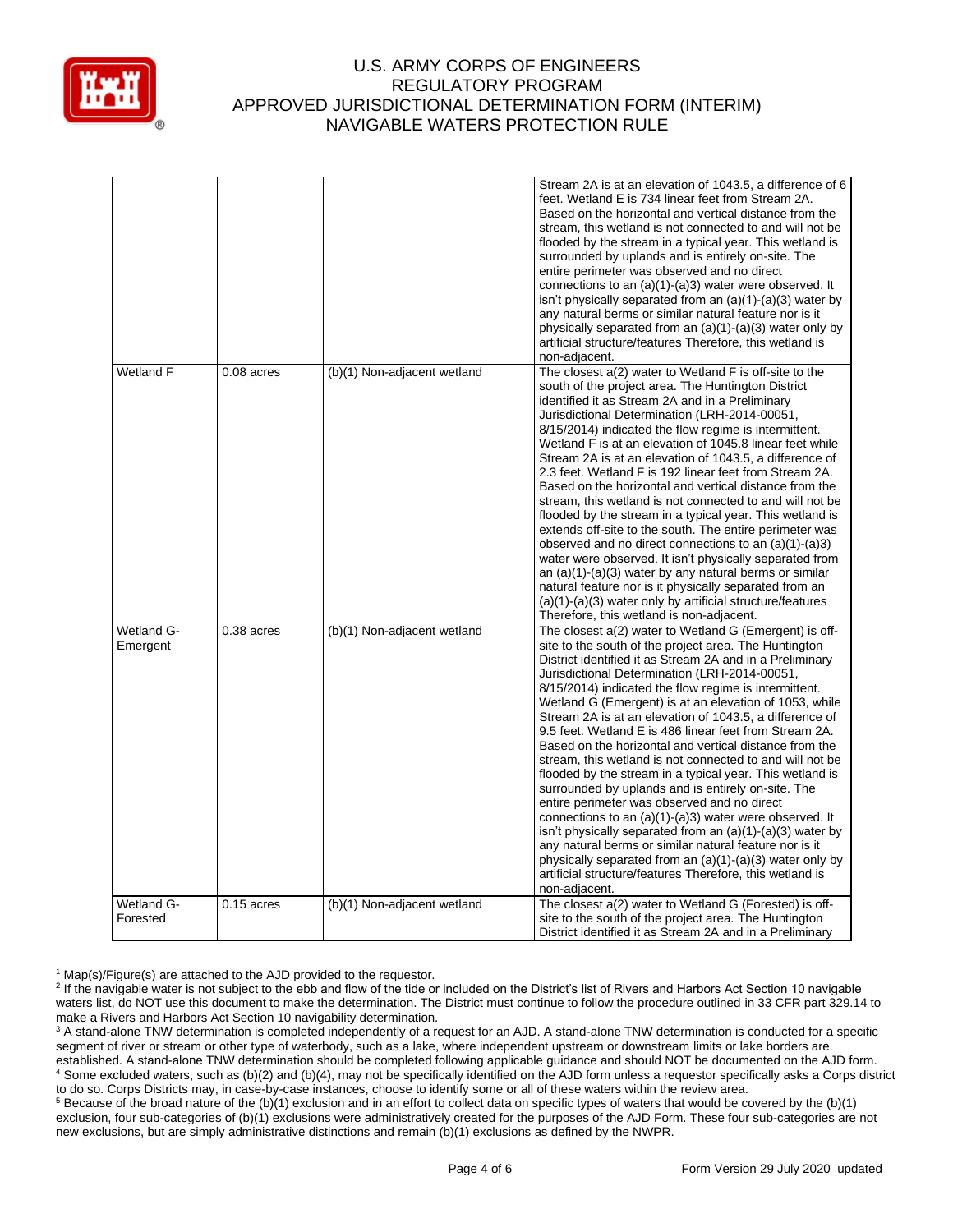| | | | |
|---|---|---|---|
| | | | Stream 2A is at an elevation of 1043.5, a difference of 6 feet. Wetland E is 734 linear feet from Stream 2A. Based on the horizontal and vertical distance from the stream, this wetland is not connected to and will not be flooded by the stream in a typical year. This wetland is surrounded by uplands and is entirely on-site. The entire perimeter was observed and no direct connections to an (a)(1)-(a)3) water were observed. It isn't physically separated from an (a)(1)-(a)(3) water by any natural berms or similar natural feature nor is it physically separated from an (a)(1)-(a)(3) water only by artificial structure/features Therefore, this wetland is non-adjacent. |
| Wetland F | 0.08 acres | (b)(1) Non-adjacent wetland | The closest a(2) water to Wetland F is off-site to the south of the project area. The Huntington District identified it as Stream 2A and in a Preliminary Jurisdictional Determination (LRH-2014-00051, 8/15/2014) indicated the flow regime is intermittent. Wetland F is at an elevation of 1045.8 linear feet while Stream 2A is at an elevation of 1043.5, a difference of 2.3 feet. Wetland F is 192 linear feet from Stream 2A. Based on the horizontal and vertical distance from the stream, this wetland is not connected to and will not be flooded by the stream in a typical year. This wetland is extends off-site to the south. The entire perimeter was observed and no direct connections to an (a)(1)-(a)3) water were observed. It isn't physically separated from an (a)(1)-(a)(3) water by any natural berms or similar natural feature nor is it physically separated from an (a)(1)-(a)(3) water only by artificial structure/features Therefore, this wetland is non-adjacent. |
| Wetland G-Emergent | 0.38 acres | (b)(1) Non-adjacent wetland | The closest a(2) water to Wetland G (Emergent) is off-site to the south of the project area. The Huntington District identified it as Stream 2A and in a Preliminary Jurisdictional Determination (LRH-2014-00051, 8/15/2014) indicated the flow regime is intermittent. Wetland G (Emergent) is at an elevation of 1053, while Stream 2A is at an elevation of 1043.5, a difference of 9.5 feet. Wetland E is 486 linear feet from Stream 2A. Based on the horizontal and vertical distance from the stream, this wetland is not connected to and will not be flooded by the stream in a typical year. This wetland is surrounded by uplands and is entirely on-site. The entire perimeter was observed and no direct connections to an (a)(1)-(a)3) water were observed. It isn't physically separated from an (a)(1)-(a)(3) water by any natural berms or similar natural feature nor is it physically separated from an (a)(1)-(a)(3) water only by artificial structure/features Therefore, this wetland is non-adjacent. |
| Wetland G-Forested | 0.15 acres | (b)(1) Non-adjacent wetland | The closest a(2) water to Wetland G (Forested) is off-site to the south of the project area. The Huntington District identified it as Stream 2A and in a Preliminary |

[1] Map(s)/Figure(s) are attached to the AJD provided to the requestor.

[2] If the navigable water is not subject to the ebb and flow of the tide or included on the District's list of Rivers and Harbors Act Section 10 navigable waters list, do NOT use this document to make the determination. The District must continue to follow the procedure outlined in 33 CFR part 329.14 to make a Rivers and Harbors Act Section 10 navigability determination.

[3] A stand-alone TNW determination is completed independently of a request for an AJD. A stand-alone TNW determination is conducted for a specific segment of river or stream or other type of waterbody, such as a lake, where independent upstream or downstream limits or lake borders are established. A stand-alone TNW determination should be completed following applicable guidance and should NOT be documented on the AJD form.

[4] Some excluded waters, such as (b)(2) and (b)(4), may not be specifically identified on the AJD form unless a requestor specifically asks a Corps district to do so. Corps Districts may, in case-by-case instances, choose to identify some or all of these waters within the review area.

[5] Because of the broad nature of the (b)(1) exclusion and in an effort to collect data on specific types of waters that would be covered by the (b)(1) exclusion, four sub-categories of (b)(1) exclusions were administratively created for the purposes of the AJD Form. These four sub-categories are not new exclusions, but are simply administrative distinctions and remain (b)(1) exclusions as defined by the NWPR.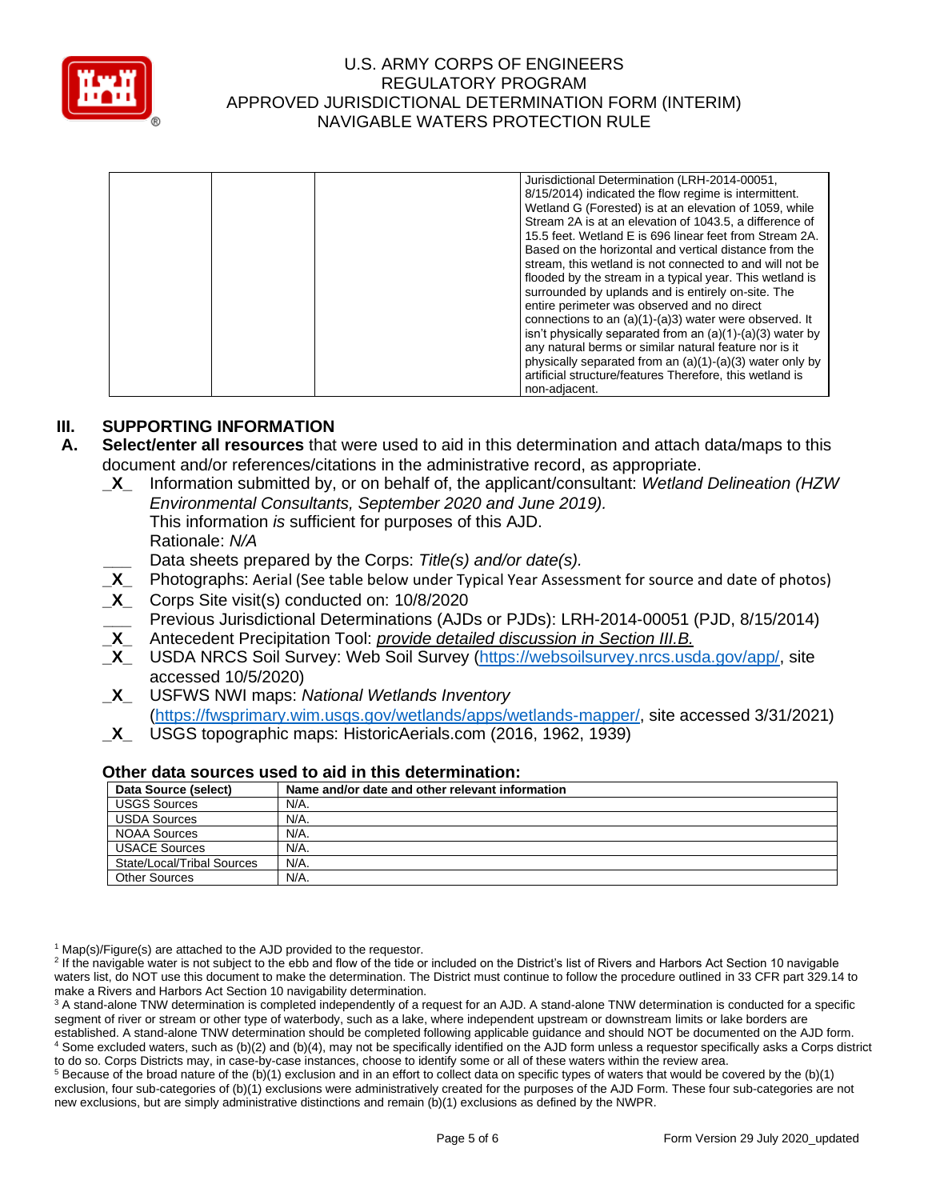| | | | |
|---|---|---|---|
| | | | Jurisdictional Determination (LRH-2014-00051, 8/15/2014) indicated the flow regime is intermittent. Wetland G (Forested) is at an elevation of 1059, while Stream 2A is at an elevation of 1043.5, a difference of 15.5 feet. Wetland E is 696 linear feet from Stream 2A. Based on the horizontal and vertical distance from the stream, this wetland is not connected to and will not be flooded by the stream in a typical year. This wetland is surrounded by uplands and is entirely on-site. The entire perimeter was observed and no direct connections to an (a)(1)-(a)3) water were observed. It isn't physically separated from an (a)(1)-(a)(3) water by any natural berms or similar natural feature nor is it physically separated from an (a)(1)-(a)(3) water only by artificial structure/features Therefore, this wetland is non-adjacent. |

## III. SUPPORTING INFORMATION

**A. Select/enter all resources** that were used to aid in this determination and attach data/maps to this document and/or references/citations in the administrative record, as appropriate.

_X_ Information submitted by, or on behalf of, the applicant/consultant: *Wetland Delineation (HZW Environmental Consultants, September 2020 and June 2019).*
This information *is* sufficient for purposes of this AJD.
Rationale: *N/A*

___ Data sheets prepared by the Corps: *Title(s) and/or date(s).*

_X_ Photographs: Aerial (See table below under Typical Year Assessment for source and date of photos)

_X_ Corps Site visit(s) conducted on: 10/8/2020

___ Previous Jurisdictional Determinations (AJDs or PJDs): LRH-2014-00051 (PJD, 8/15/2014)

_X_ Antecedent Precipitation Tool: *provide detailed discussion in Section III.B.*

_X_ USDA NRCS Soil Survey: Web Soil Survey (https://websoilsurvey.nrcs.usda.gov/app/, site accessed 10/5/2020)

_X_ USFWS NWI maps: *National Wetlands Inventory* (https://fwsprimary.wim.usgs.gov/wetlands/apps/wetlands-mapper/, site accessed 3/31/2021)

_X_ USGS topographic maps: HistoricAerials.com (2016, 1962, 1939)

### Other data sources used to aid in this determination:

| Data Source (select) | Name and/or date and other relevant information |
|---|---|
| USGS Sources | N/A. |
| USDA Sources | N/A. |
| NOAA Sources | N/A. |
| USACE Sources | N/A. |
| State/Local/Tribal Sources | N/A. |
| Other Sources | N/A. |

[1] Map(s)/Figure(s) are attached to the AJD provided to the requestor.
[2] If the navigable water is not subject to the ebb and flow of the tide or included on the District's list of Rivers and Harbors Act Section 10 navigable waters list, do NOT use this document to make the determination. The District must continue to follow the procedure outlined in 33 CFR part 329.14 to make a Rivers and Harbors Act Section 10 navigability determination.
[3] A stand-alone TNW determination is completed independently of a request for an AJD. A stand-alone TNW determination is conducted for a specific segment of river or stream or other type of waterbody, such as a lake, where independent upstream or downstream limits or lake borders are established. A stand-alone TNW determination should be completed following applicable guidance and should NOT be documented on the AJD form.
[4] Some excluded waters, such as (b)(2) and (b)(4), may not be specifically identified on the AJD form unless a requestor specifically asks a Corps district to do so. Corps Districts may, in case-by-case instances, choose to identify some or all of these waters within the review area.
[5] Because of the broad nature of the (b)(1) exclusion and in an effort to collect data on specific types of waters that would be covered by the (b)(1) exclusion, four sub-categories of (b)(1) exclusions were administratively created for the purposes of the AJD Form. These four sub-categories are not new exclusions, but are simply administrative distinctions and remain (b)(1) exclusions as defined by the NWPR.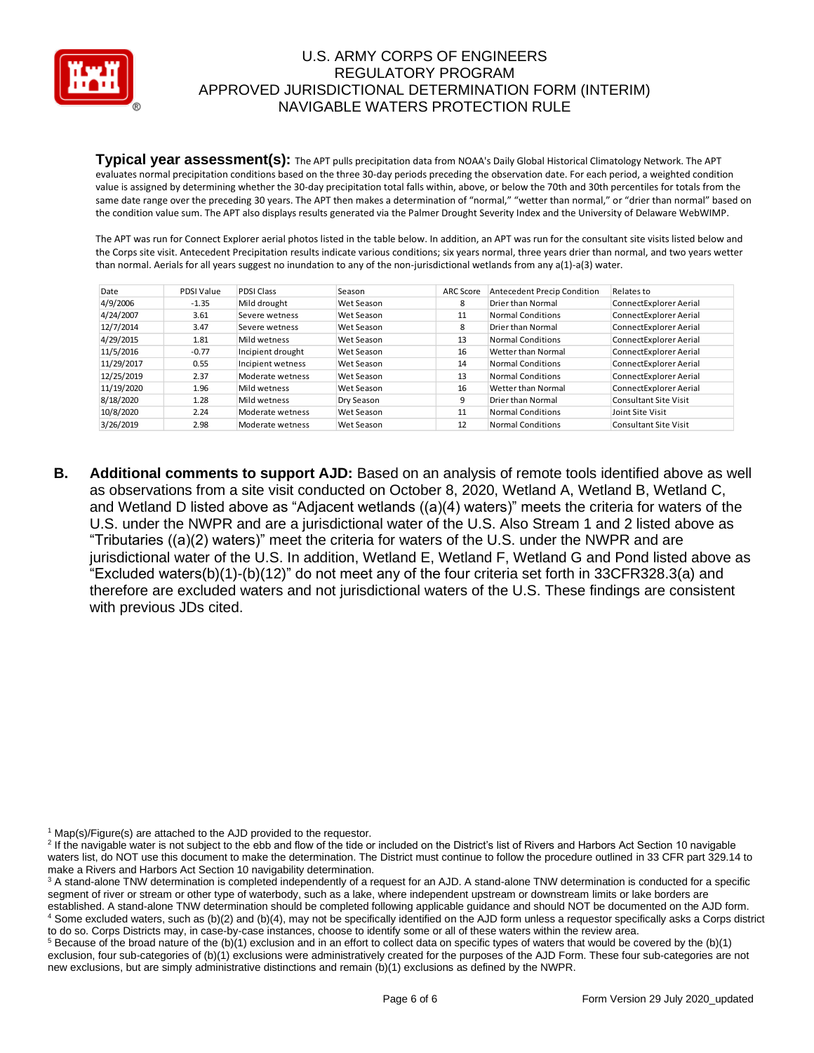**Typical year assessment(s):** The APT pulls precipitation data from NOAA's Daily Global Historical Climatology Network. The APT evaluates normal precipitation conditions based on the three 30-day periods preceding the observation date. For each period, a weighted condition value is assigned by determining whether the 30-day precipitation total falls within, above, or below the 70th and 30th percentiles for totals from the same date range over the preceding 30 years. The APT then makes a determination of "normal," "wetter than normal," or "drier than normal" based on the condition value sum. The APT also displays results generated via the Palmer Drought Severity Index and the University of Delaware WebWIMP.

The APT was run for Connect Explorer aerial photos listed in the table below. In addition, an APT was run for the consultant site visits listed below and the Corps site visit. Antecedent Precipitation results indicate various conditions; six years normal, three years drier than normal, and two years wetter than normal. Aerials for all years suggest no inundation to any of the non-jurisdictional wetlands from any a(1)-a(3) water.

| Date | PDSI Value | PDSI Class | Season | ARC Score | Antecedent Precip Condition | Relates to |
|---|---|---|---|---|---|---|
| 4/9/2006 | -1.35 | Mild drought | Wet Season | 8 | Drier than Normal | ConnectExplorer Aerial |
| 4/24/2007 | 3.61 | Severe wetness | Wet Season | 11 | Normal Conditions | ConnectExplorer Aerial |
| 12/7/2014 | 3.47 | Severe wetness | Wet Season | 8 | Drier than Normal | ConnectExplorer Aerial |
| 4/29/2015 | 1.81 | Mild wetness | Wet Season | 13 | Normal Conditions | ConnectExplorer Aerial |
| 11/5/2016 | -0.77 | Incipient drought | Wet Season | 16 | Wetter than Normal | ConnectExplorer Aerial |
| 11/29/2017 | 0.55 | Incipient wetness | Wet Season | 14 | Normal Conditions | ConnectExplorer Aerial |
| 12/25/2019 | 2.37 | Moderate wetness | Wet Season | 13 | Normal Conditions | ConnectExplorer Aerial |
| 11/19/2020 | 1.96 | Mild wetness | Wet Season | 16 | Wetter than Normal | ConnectExplorer Aerial |
| 8/18/2020 | 1.28 | Mild wetness | Dry Season | 9 | Drier than Normal | Consultant Site Visit |
| 10/8/2020 | 2.24 | Moderate wetness | Wet Season | 11 | Normal Conditions | Joint Site Visit |
| 3/26/2019 | 2.98 | Moderate wetness | Wet Season | 12 | Normal Conditions | Consultant Site Visit |

**B. Additional comments to support AJD:** Based on an analysis of remote tools identified above as well as observations from a site visit conducted on October 8, 2020, Wetland A, Wetland B, Wetland C, and Wetland D listed above as "Adjacent wetlands ((a)(4) waters)" meets the criteria for waters of the U.S. under the NWPR and are a jurisdictional water of the U.S. Also Stream 1 and 2 listed above as "Tributaries ((a)(2) waters)" meet the criteria for waters of the U.S. under the NWPR and are jurisdictional water of the U.S. In addition, Wetland E, Wetland F, Wetland G and Pond listed above as "Excluded waters(b)(1)-(b)(12)" do not meet any of the four criteria set forth in 33CFR328.3(a) and therefore are excluded waters and not jurisdictional waters of the U.S. These findings are consistent with previous JDs cited.

[1] Map(s)/Figure(s) are attached to the AJD provided to the requestor.

[2] If the navigable water is not subject to the ebb and flow of the tide or included on the District's list of Rivers and Harbors Act Section 10 navigable waters list, do NOT use this document to make the determination. The District must continue to follow the procedure outlined in 33 CFR part 329.14 to make a Rivers and Harbors Act Section 10 navigability determination.

[3] A stand-alone TNW determination is completed independently of a request for an AJD. A stand-alone TNW determination is conducted for a specific segment of river or stream or other type of waterbody, such as a lake, where independent upstream or downstream limits or lake borders are established. A stand-alone TNW determination should be completed following applicable guidance and should NOT be documented on the AJD form.

[4] Some excluded waters, such as (b)(2) and (b)(4), may not be specifically identified on the AJD form unless a requestor specifically asks a Corps district to do so. Corps Districts may, in case-by-case instances, choose to identify some or all of these waters within the review area.

[5] Because of the broad nature of the (b)(1) exclusion and in an effort to collect data on specific types of waters that would be covered by the (b)(1) exclusion, four sub-categories of (b)(1) exclusions were administratively created for the purposes of the AJD Form. These four sub-categories are not new exclusions, but are simply administrative distinctions and remain (b)(1) exclusions as defined by the NWPR.